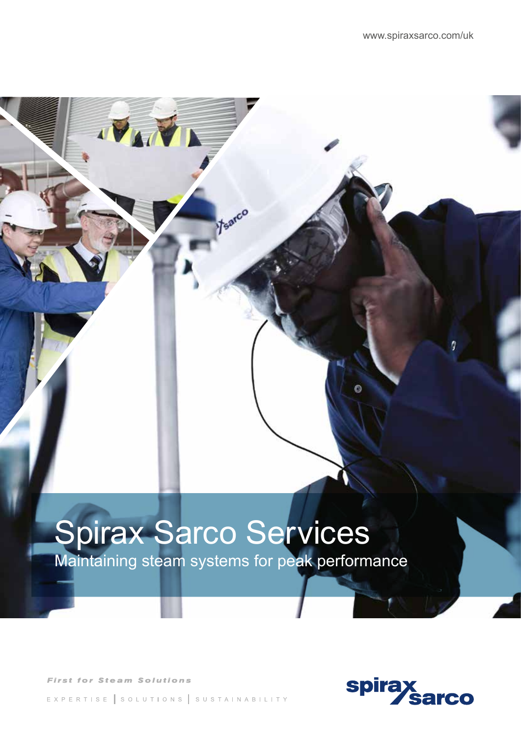www.spiraxsarco.com/uk

# Spirax Sarco Services

## Maintaining steam systems for peak performance

*First for Steam Solutions*

EXPERTISE | SOLUTIONS | SUSTAINABILITY

spirax sarco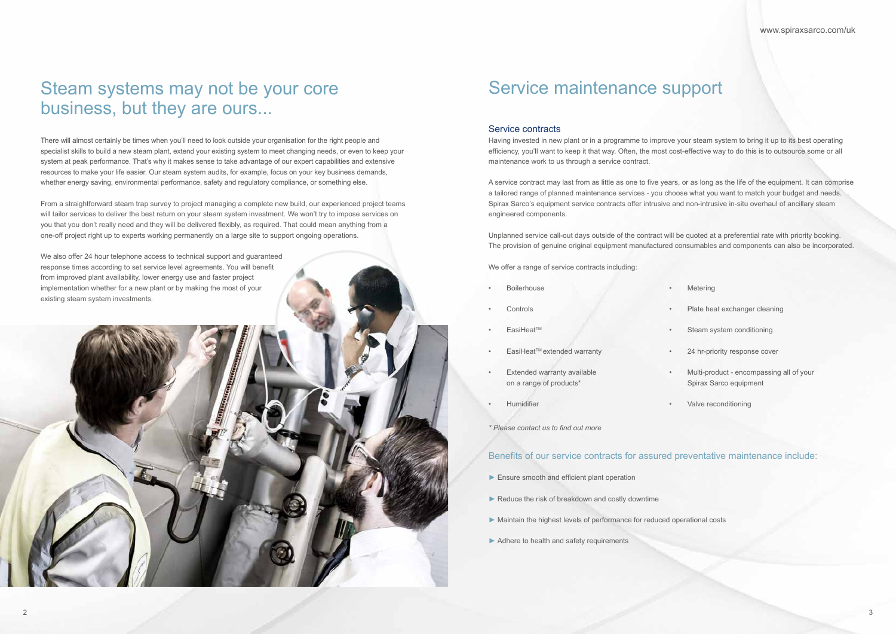# Steam systems may not be your core business, but they are ours...

There will almost certainly be times when you'll need to look outside your organisation for the right people and specialist skills to build a new steam plant, extend your existing system to meet changing needs, or even to keep your system at peak performance. That's why it makes sense to take advantage of our expert capabilities and extensive resources to make your life easier. Our steam system audits, for example, focus on your key business demands, whether energy saving, environmental performance, safety and regulatory compliance, or something else.

From a straightforward steam trap survey to project managing a complete new build, our experienced project teams will tailor services to deliver the best return on your steam system investment. We won't try to impose services on you that you don't really need and they will be delivered flexibly, as required. That could mean anything from a one-off project right up to experts working permanently on a large site to support ongoing operations.

We also offer 24 hour telephone access to technical support and guaranteed response times according to set service level agreements. You will benefit from improved plant availability, lower energy use and faster project implementation whether for a new plant or by making the most of your existing steam system investments.

# Service maintenance support

## Service contracts

Having invested in new plant or in a programme to improve your steam system to bring it up to its best operating efficiency, you'll want to keep it that way. Often, the most cost-effective way to do this is to outsource some or all maintenance work to us through a service contract.

A service contract may last from as little as one to five years, or as long as the life of the equipment. It can comprise a tailored range of planned maintenance services - you choose what you want to match your budget and needs. Spirax Sarco's equipment service contracts offer intrusive and non-intrusive in-situ overhaul of ancillary steam engineered components.

Unplanned service call-out days outside of the contract will be quoted at a preferential rate with priority booking. The provision of genuine original equipment manufactured consumables and components can also be incorporated.

We offer a range of service contracts including:

- Boilerhouse
- Controls
- EasiHeat™
- EasiHeat™ extended warranty
- Extended warranty available on a range of products*
- Humidifier
- Metering
- Plate heat exchanger cleaning
- Steam system conditioning
- 24 hr-priority response cover
- Multi-product - encompassing all of your Spirax Sarco equipment
- Valve reconditioning

*\* Please contact us to find out more*

## Benefits of our service contracts for assured preventative maintenance include:

► Ensure smooth and efficient plant operation

► Reduce the risk of breakdown and costly downtime

► Maintain the highest levels of performance for reduced operational costs

► Adhere to health and safety requirements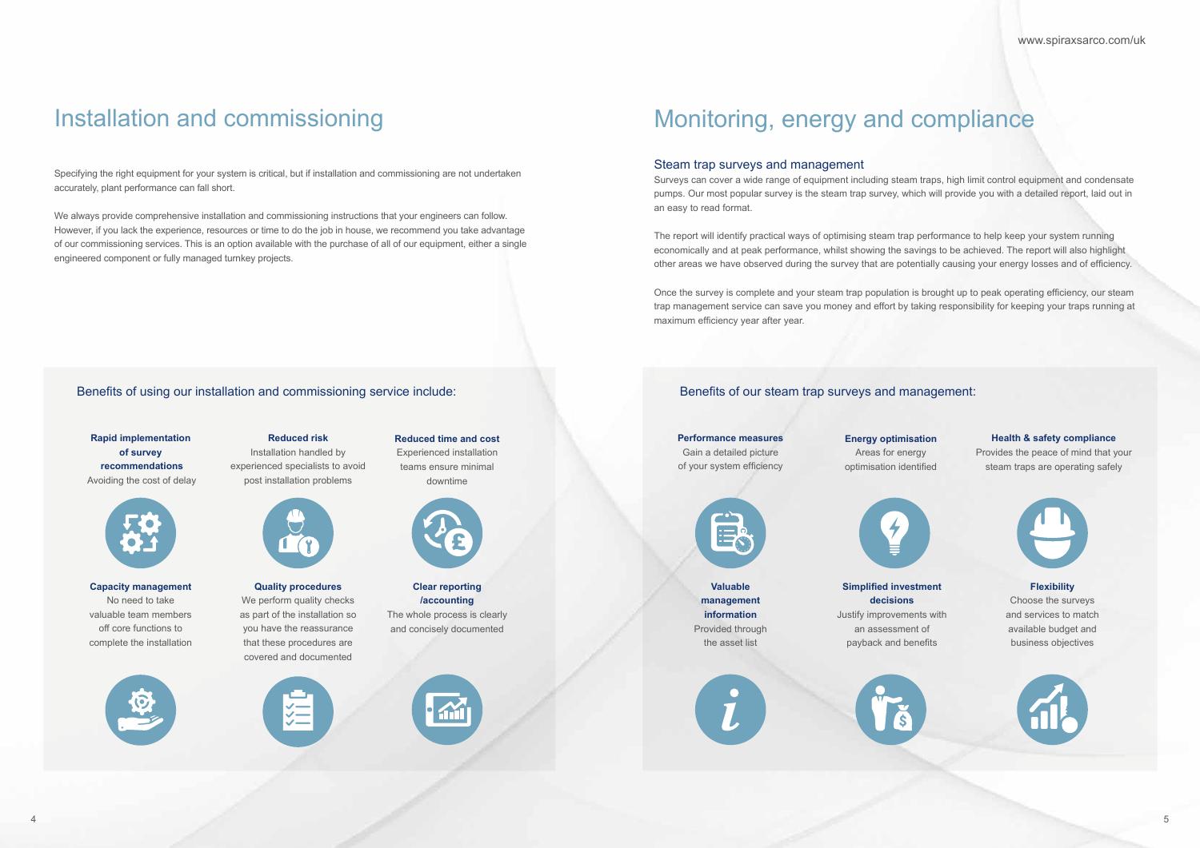# Installation and commissioning

Specifying the right equipment for your system is critical, but if installation and commissioning are not undertaken accurately, plant performance can fall short.

We always provide comprehensive installation and commissioning instructions that your engineers can follow. However, if you lack the experience, resources or time to do the job in house, we recommend you take advantage of our commissioning services. This is an option available with the purchase of all of our equipment, either a single engineered component or fully managed turnkey projects.

## Benefits of using our installation and commissioning service include:

**Rapid implementation of survey recommendations**
Avoiding the cost of delay

**Reduced risk**
Installation handled by experienced specialists to avoid post installation problems

**Reduced time and cost**
Experienced installation teams ensure minimal downtime

**Capacity management**
No need to take valuable team members off core functions to complete the installation

**Quality procedures**
We perform quality checks as part of the installation so you have the reassurance that these procedures are covered and documented

**Clear reporting /accounting**
The whole process is clearly and concisely documented

# Monitoring, energy and compliance

## Steam trap surveys and management

Surveys can cover a wide range of equipment including steam traps, high limit control equipment and condensate pumps. Our most popular survey is the steam trap survey, which will provide you with a detailed report, laid out in an easy to read format.

The report will identify practical ways of optimising steam trap performance to help keep your system running economically and at peak performance, whilst showing the savings to be achieved. The report will also highlight other areas we have observed during the survey that are potentially causing your energy losses and of efficiency.

Once the survey is complete and your steam trap population is brought up to peak operating efficiency, our steam trap management service can save you money and effort by taking responsibility for keeping your traps running at maximum efficiency year after year.

## Benefits of our steam trap surveys and management:

**Performance measures**
Gain a detailed picture of your system efficiency

**Energy optimisation**
Areas for energy optimisation identified

**Health & safety compliance**
Provides the peace of mind that your steam traps are operating safely

**Valuable management information**
Provided through the asset list

**Simplified investment decisions**
Justify improvements with an assessment of payback and benefits

**Flexibility**
Choose the surveys and services to match available budget and business objectives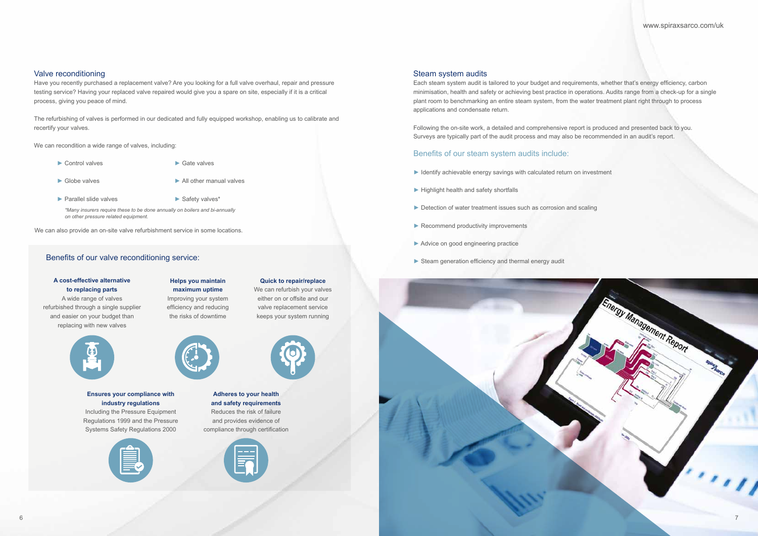## Valve reconditioning

Have you recently purchased a replacement valve? Are you looking for a full valve overhaul, repair and pressure testing service? Having your replaced valve repaired would give you a spare on site, especially if it is a critical process, giving you peace of mind.

The refurbishing of valves is performed in our dedicated and fully equipped workshop, enabling us to calibrate and recertify your valves.

We can recondition a wide range of valves, including:

- Control valves
- Globe valves
- Parallel slide valves
- Gate valves
- All other manual valves
- Safety valves*

*Many insurers require these to be done annually on boilers and bi-annually on other pressure related equipment.*

We can also provide an on-site valve refurbishment service in some locations.

### Benefits of our valve reconditioning service:

**A cost-effective alternative to replacing parts**
A wide range of valves refurbished through a single supplier and easier on your budget than replacing with new valves

**Helps you maintain maximum uptime**
Improving your system efficiency and reducing the risks of downtime

**Quick to repair/replace**
We can refurbish your valves either on or offsite and our valve replacement service keeps your system running

**Ensures your compliance with industry regulations**
Including the Pressure Equipment Regulations 1999 and the Pressure Systems Safety Regulations 2000

**Adheres to your health and safety requirements**
Reduces the risk of failure and provides evidence of compliance through certification

## Steam system audits

Each steam system audit is tailored to your budget and requirements, whether that's energy efficiency, carbon minimisation, health and safety or achieving best practice in operations. Audits range from a check-up for a single plant room to benchmarking an entire steam system, from the water treatment plant right through to process applications and condensate return.

Following the on-site work, a detailed and comprehensive report is produced and presented back to you. Surveys are typically part of the audit process and may also be recommended in an audit's report.

### Benefits of our steam system audits include:

- Identify achievable energy savings with calculated return on investment
- Highlight health and safety shortfalls
- Detection of water treatment issues such as corrosion and scaling
- Recommend productivity improvements
- Advice on good engineering practice
- Steam generation efficiency and thermal energy audit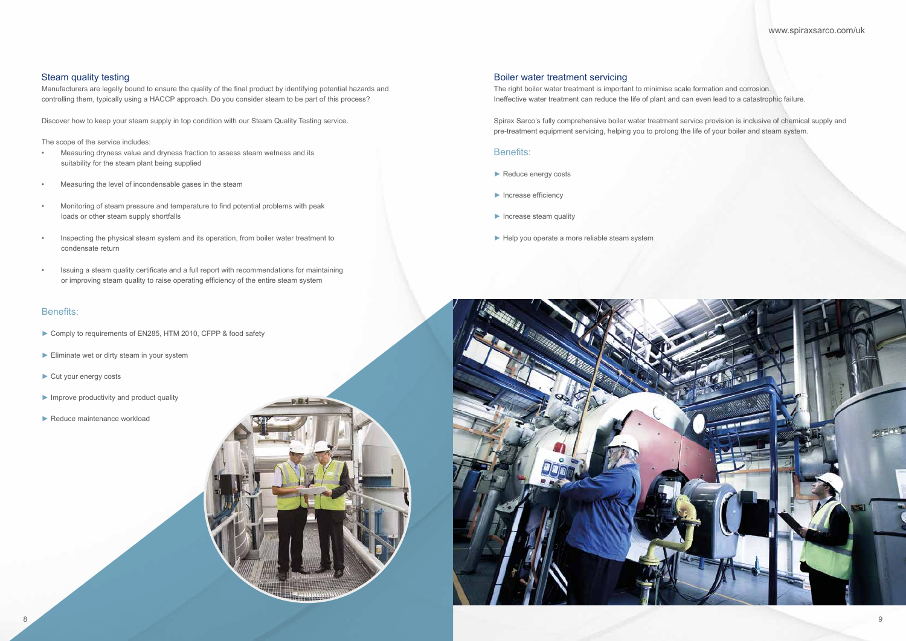## Steam quality testing

Manufacturers are legally bound to ensure the quality of the final product by identifying potential hazards and controlling them, typically using a HACCP approach. Do you consider steam to be part of this process?

Discover how to keep your steam supply in top condition with our Steam Quality Testing service.

The scope of the service includes:

- Measuring dryness value and dryness fraction to assess steam wetness and its suitability for the steam plant being supplied
- Measuring the level of incondensable gases in the steam
- Monitoring of steam pressure and temperature to find potential problems with peak loads or other steam supply shortfalls
- Inspecting the physical steam system and its operation, from boiler water treatment to condensate return
- Issuing a steam quality certificate and a full report with recommendations for maintaining or improving steam quality to raise operating efficiency of the entire steam system

### Benefits:

- ► Comply to requirements of EN285, HTM 2010, CFPP & food safety
- ► Eliminate wet or dirty steam in your system
- ► Cut your energy costs
- ► Improve productivity and product quality
- ► Reduce maintenance workload

## Boiler water treatment servicing

The right boiler water treatment is important to minimise scale formation and corrosion. Ineffective water treatment can reduce the life of plant and can even lead to a catastrophic failure.

Spirax Sarco's fully comprehensive boiler water treatment service provision is inclusive of chemical supply and pre-treatment equipment servicing, helping you to prolong the life of your boiler and steam system.

### Benefits:

- ► Reduce energy costs
- ► Increase efficiency
- ► Increase steam quality
- ► Help you operate a more reliable steam system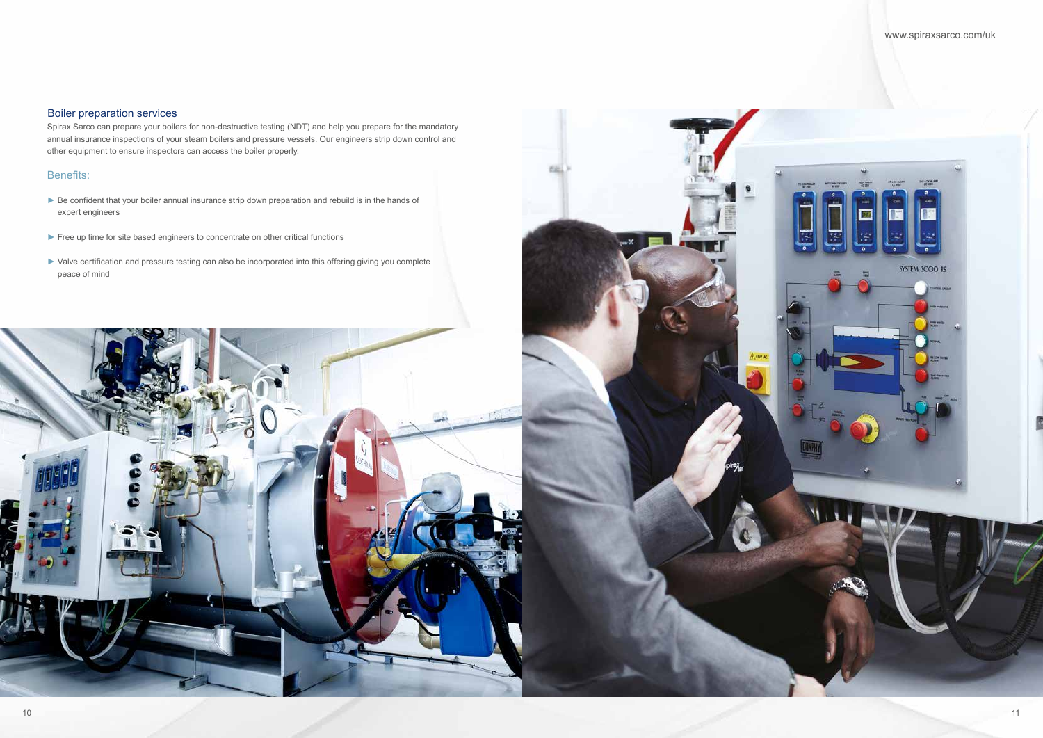## Boiler preparation services

Spirax Sarco can prepare your boilers for non-destructive testing (NDT) and help you prepare for the mandatory annual insurance inspections of your steam boilers and pressure vessels. Our engineers strip down control and other equipment to ensure inspectors can access the boiler properly.

### Benefits:

- Be confident that your boiler annual insurance strip down preparation and rebuild is in the hands of expert engineers
- Free up time for site based engineers to concentrate on other critical functions
- Valve certification and pressure testing can also be incorporated into this offering giving you complete peace of mind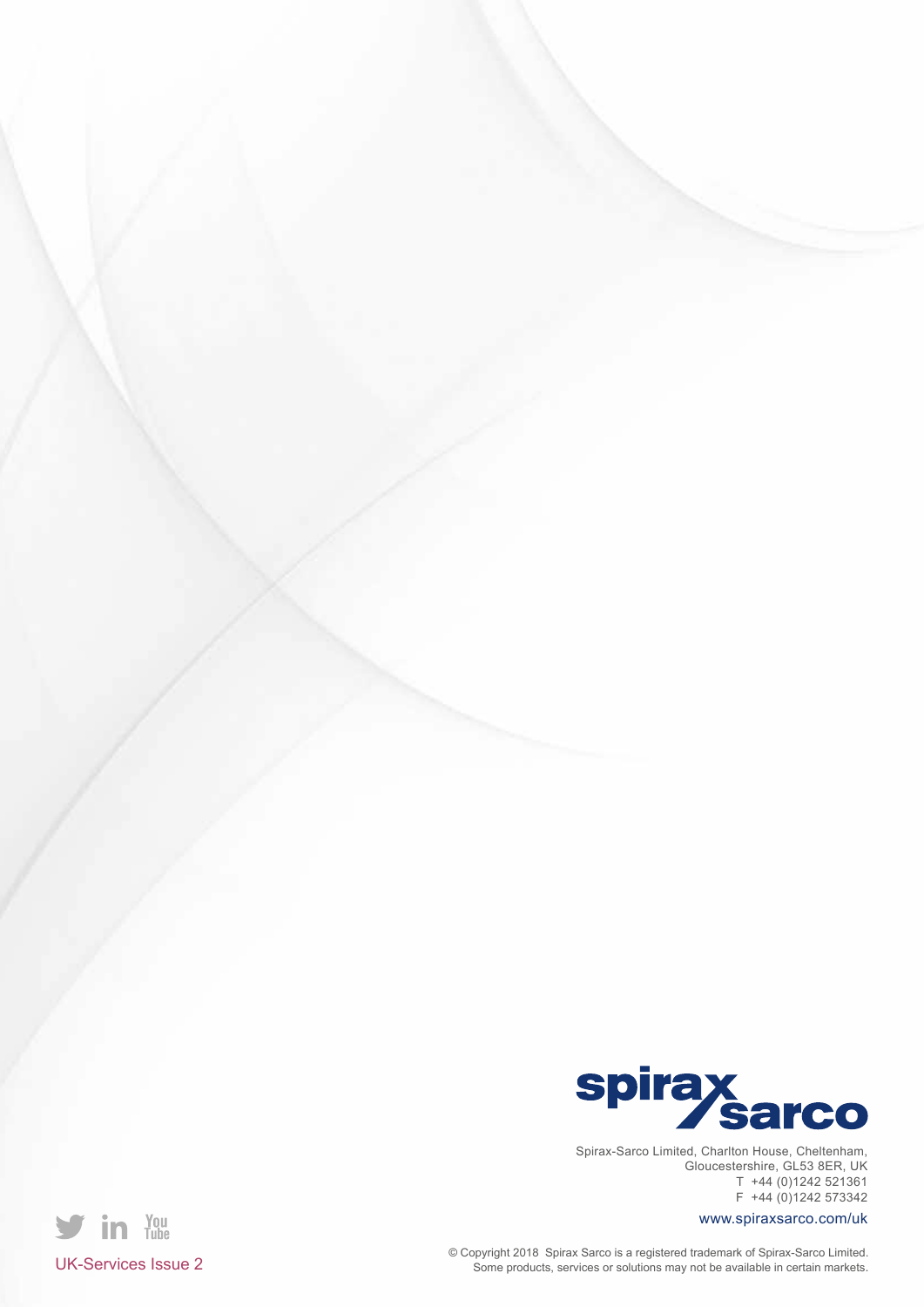spirax sarco

Spirax-Sarco Limited, Charlton House, Cheltenham,
Gloucestershire, GL53 8ER, UK
T +44 (0)1242 521361
F +44 (0)1242 573342

www.spiraxsarco.com/uk

UK-Services Issue 2

© Copyright 2018 Spirax Sarco is a registered trademark of Spirax-Sarco Limited.
Some products, services or solutions may not be available in certain markets.